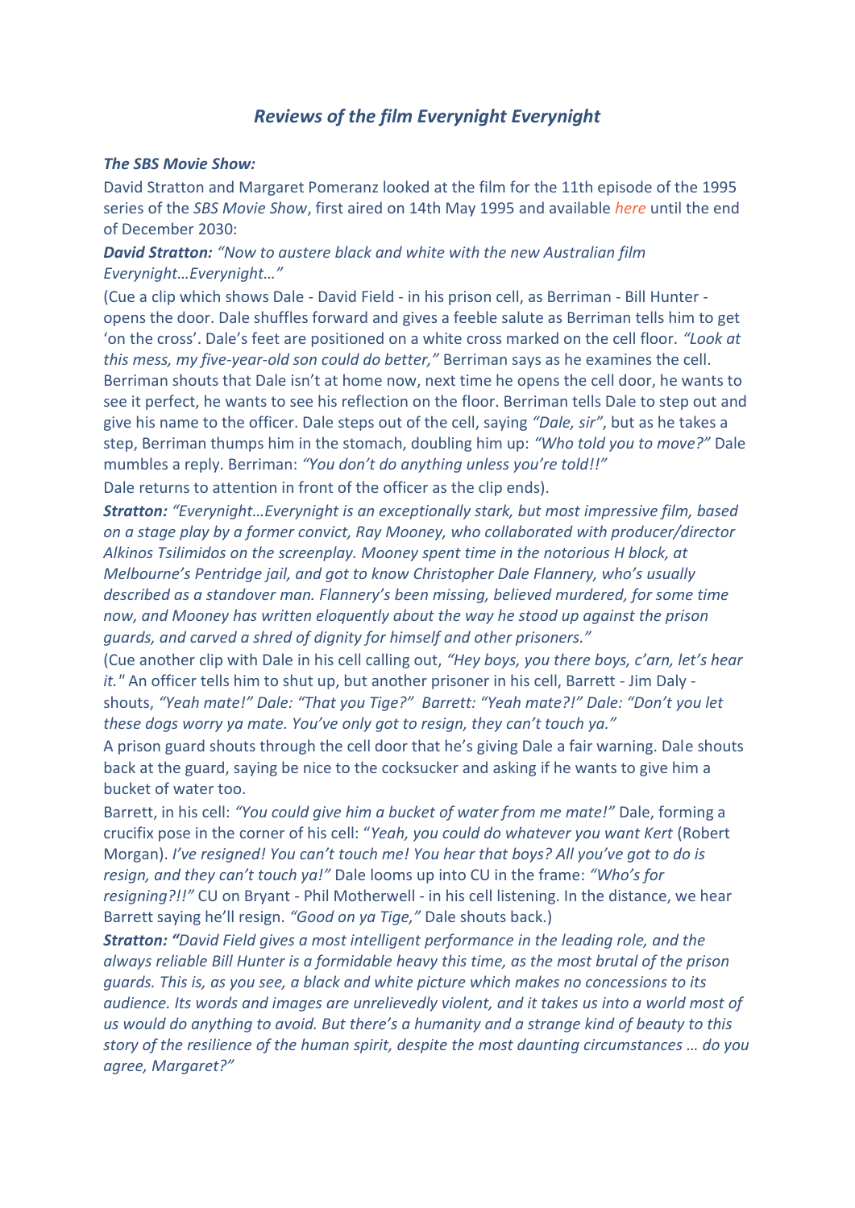## *Reviews of the film Everynight Everynight*

***The SBS Movie Show:***

David Stratton and Margaret Pomeranz looked at the film for the 11th episode of the 1995 series of the *SBS Movie Show*, first aired on 14th May 1995 and available *here* until the end of December 2030:

***David Stratton:*** *"Now to austere black and white with the new Australian film Everynight…Everynight…"*

(Cue a clip which shows Dale - David Field - in his prison cell, as Berriman - Bill Hunter - opens the door. Dale shuffles forward and gives a feeble salute as Berriman tells him to get 'on the cross'. Dale's feet are positioned on a white cross marked on the cell floor. *"Look at this mess, my five-year-old son could do better,"* Berriman says as he examines the cell. Berriman shouts that Dale isn't at home now, next time he opens the cell door, he wants to see it perfect, he wants to see his reflection on the floor. Berriman tells Dale to step out and give his name to the officer. Dale steps out of the cell, saying *"Dale, sir"*, but as he takes a step, Berriman thumps him in the stomach, doubling him up: *"Who told you to move?"* Dale mumbles a reply. Berriman: *"You don't do anything unless you're told!!"*

Dale returns to attention in front of the officer as the clip ends).

***Stratton:*** *"Everynight…Everynight is an exceptionally stark, but most impressive film, based on a stage play by a former convict, Ray Mooney, who collaborated with producer/director Alkinos Tsilimidos on the screenplay. Mooney spent time in the notorious H block, at Melbourne's Pentridge jail, and got to know Christopher Dale Flannery, who's usually described as a standover man. Flannery's been missing, believed murdered, for some time now, and Mooney has written eloquently about the way he stood up against the prison guards, and carved a shred of dignity for himself and other prisoners."*

(Cue another clip with Dale in his cell calling out, *"Hey boys, you there boys, c'arn, let's hear it."* An officer tells him to shut up, but another prisoner in his cell, Barrett - Jim Daly - shouts, *"Yeah mate!" Dale: "That you Tige?" Barrett: "Yeah mate?!" Dale: "Don't you let these dogs worry ya mate. You've only got to resign, they can't touch ya."*

A prison guard shouts through the cell door that he's giving Dale a fair warning. Dale shouts back at the guard, saying be nice to the cocksucker and asking if he wants to give him a bucket of water too.

Barrett, in his cell: *"You could give him a bucket of water from me mate!"* Dale, forming a crucifix pose in the corner of his cell: "*Yeah, you could do whatever you want Kert* (Robert Morgan). *I've resigned! You can't touch me! You hear that boys? All you've got to do is resign, and they can't touch ya!"* Dale looms up into CU in the frame: *"Who's for resigning?!!"* CU on Bryant - Phil Motherwell - in his cell listening. In the distance, we hear Barrett saying he'll resign. *"Good on ya Tige,"* Dale shouts back.)

***Stratton: "****David Field gives a most intelligent performance in the leading role, and the always reliable Bill Hunter is a formidable heavy this time, as the most brutal of the prison guards. This is, as you see, a black and white picture which makes no concessions to its audience. Its words and images are unrelievedly violent, and it takes us into a world most of us would do anything to avoid. But there's a humanity and a strange kind of beauty to this story of the resilience of the human spirit, despite the most daunting circumstances … do you agree, Margaret?"*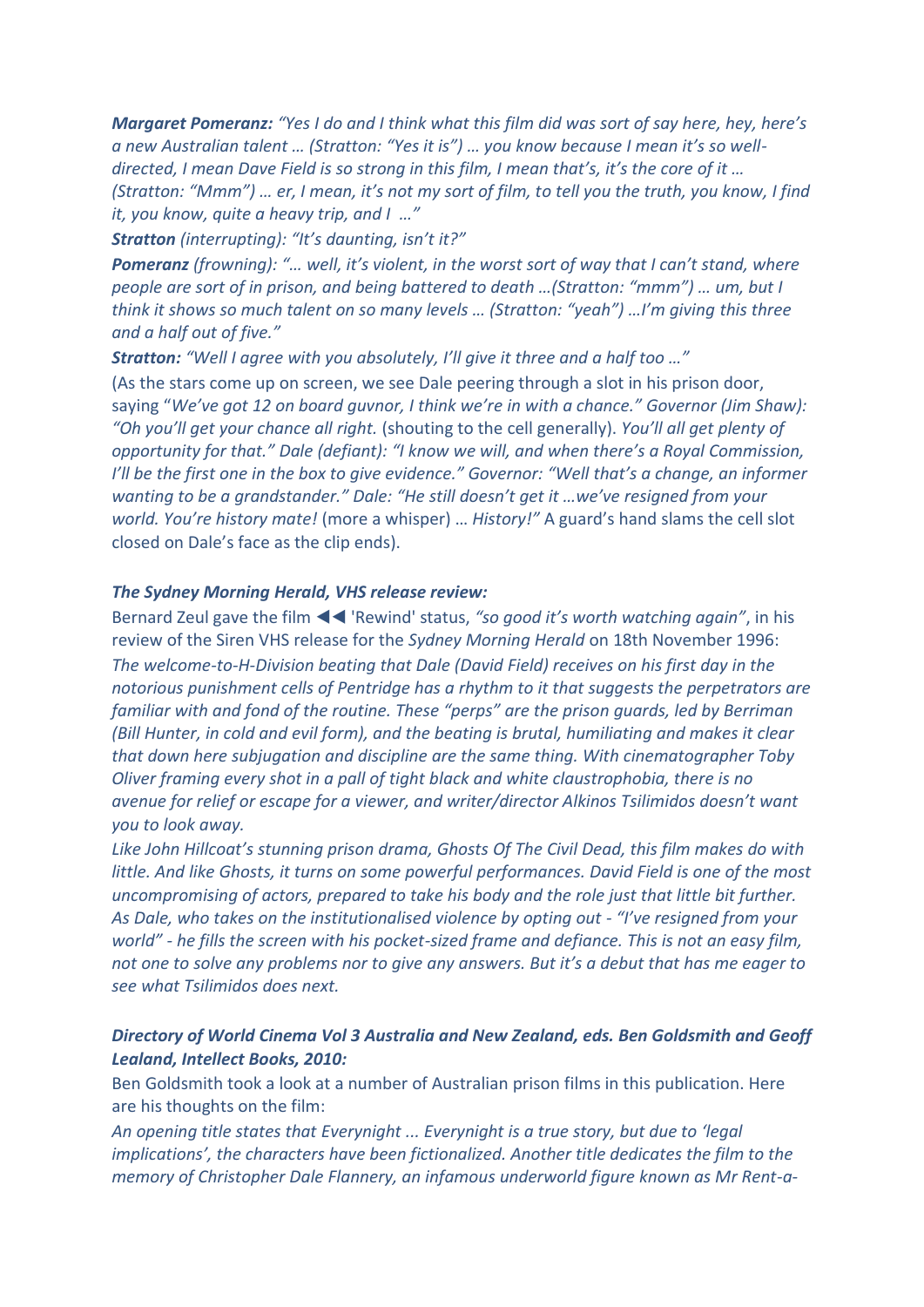***Margaret Pomeranz:*** *"Yes I do and I think what this film did was sort of say here, hey, here's a new Australian talent … (Stratton: "Yes it is") … you know because I mean it's so well-directed, I mean Dave Field is so strong in this film, I mean that's, it's the core of it … (Stratton: "Mmm") … er, I mean, it's not my sort of film, to tell you the truth, you know, I find it, you know, quite a heavy trip, and I …"*

***Stratton*** *(interrupting): "It's daunting, isn't it?"*

***Pomeranz*** *(frowning): "… well, it's violent, in the worst sort of way that I can't stand, where people are sort of in prison, and being battered to death …(Stratton: "mmm") … um, but I think it shows so much talent on so many levels … (Stratton: "yeah") …I'm giving this three and a half out of five."*

***Stratton:*** *"Well I agree with you absolutely, I'll give it three and a half too …"*

(As the stars come up on screen, we see Dale peering through a slot in his prison door, saying "*We've got 12 on board guvnor, I think we're in with a chance." Governor (Jim Shaw): "Oh you'll get your chance all right.* (shouting to the cell generally). *You'll all get plenty of opportunity for that." Dale (defiant): "I know we will, and when there's a Royal Commission, I'll be the first one in the box to give evidence." Governor: "Well that's a change, an informer wanting to be a grandstander." Dale: "He still doesn't get it …we've resigned from your world. You're history mate!* (more a whisper) … *History!"* A guard's hand slams the cell slot closed on Dale's face as the clip ends).

***The Sydney Morning Herald, VHS release review:***

Bernard Zeul gave the film ◀◀ 'Rewind' status, *"so good it's worth watching again"*, in his review of the Siren VHS release for the *Sydney Morning Herald* on 18th November 1996:

*The welcome-to-H-Division beating that Dale (David Field) receives on his first day in the notorious punishment cells of Pentridge has a rhythm to it that suggests the perpetrators are familiar with and fond of the routine. These "perps" are the prison guards, led by Berriman (Bill Hunter, in cold and evil form), and the beating is brutal, humiliating and makes it clear that down here subjugation and discipline are the same thing. With cinematographer Toby Oliver framing every shot in a pall of tight black and white claustrophobia, there is no avenue for relief or escape for a viewer, and writer/director Alkinos Tsilimidos doesn't want you to look away.*

*Like John Hillcoat's stunning prison drama, Ghosts Of The Civil Dead, this film makes do with little. And like Ghosts, it turns on some powerful performances. David Field is one of the most uncompromising of actors, prepared to take his body and the role just that little bit further. As Dale, who takes on the institutionalised violence by opting out - "I've resigned from your world" - he fills the screen with his pocket-sized frame and defiance. This is not an easy film, not one to solve any problems nor to give any answers. But it's a debut that has me eager to see what Tsilimidos does next.*

***Directory of World Cinema Vol 3 Australia and New Zealand, eds. Ben Goldsmith and Geoff Lealand, Intellect Books, 2010:***

Ben Goldsmith took a look at a number of Australian prison films in this publication. Here are his thoughts on the film:

*An opening title states that Everynight ... Everynight is a true story, but due to 'legal implications', the characters have been fictionalized. Another title dedicates the film to the memory of Christopher Dale Flannery, an infamous underworld figure known as Mr Rent-a-*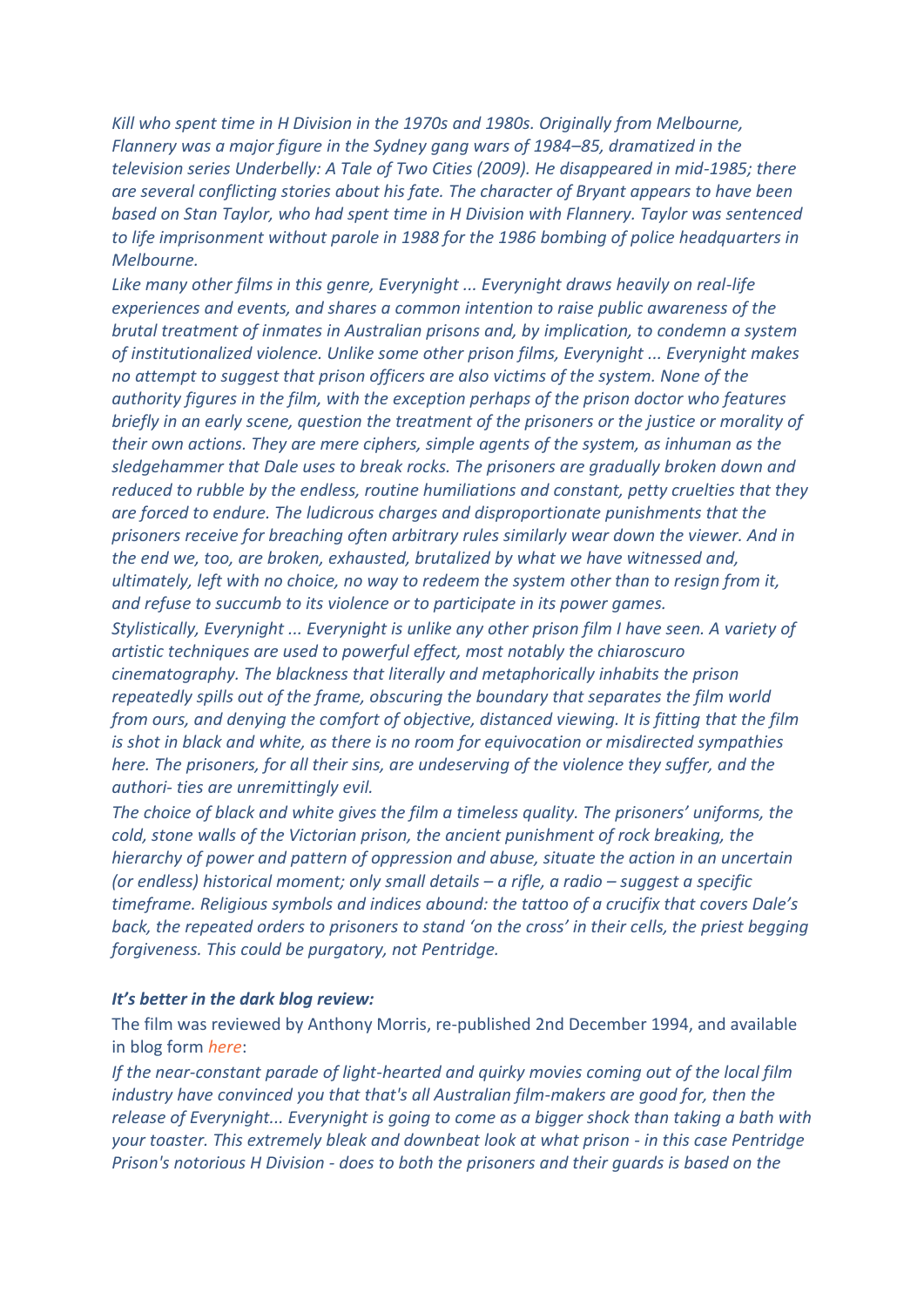*Kill who spent time in H Division in the 1970s and 1980s. Originally from Melbourne, Flannery was a major figure in the Sydney gang wars of 1984–85, dramatized in the television series Underbelly: A Tale of Two Cities (2009). He disappeared in mid-1985; there are several conflicting stories about his fate. The character of Bryant appears to have been based on Stan Taylor, who had spent time in H Division with Flannery. Taylor was sentenced to life imprisonment without parole in 1988 for the 1986 bombing of police headquarters in Melbourne.*

*Like many other films in this genre, Everynight ... Everynight draws heavily on real-life experiences and events, and shares a common intention to raise public awareness of the brutal treatment of inmates in Australian prisons and, by implication, to condemn a system of institutionalized violence. Unlike some other prison films, Everynight ... Everynight makes no attempt to suggest that prison officers are also victims of the system. None of the authority figures in the film, with the exception perhaps of the prison doctor who features briefly in an early scene, question the treatment of the prisoners or the justice or morality of their own actions. They are mere ciphers, simple agents of the system, as inhuman as the sledgehammer that Dale uses to break rocks. The prisoners are gradually broken down and reduced to rubble by the endless, routine humiliations and constant, petty cruelties that they are forced to endure. The ludicrous charges and disproportionate punishments that the prisoners receive for breaching often arbitrary rules similarly wear down the viewer. And in the end we, too, are broken, exhausted, brutalized by what we have witnessed and, ultimately, left with no choice, no way to redeem the system other than to resign from it, and refuse to succumb to its violence or to participate in its power games.*

*Stylistically, Everynight ... Everynight is unlike any other prison film I have seen. A variety of artistic techniques are used to powerful effect, most notably the chiaroscuro cinematography. The blackness that literally and metaphorically inhabits the prison repeatedly spills out of the frame, obscuring the boundary that separates the film world from ours, and denying the comfort of objective, distanced viewing. It is fitting that the film is shot in black and white, as there is no room for equivocation or misdirected sympathies here. The prisoners, for all their sins, are undeserving of the violence they suffer, and the authori- ties are unremittingly evil.*

*The choice of black and white gives the film a timeless quality. The prisoners' uniforms, the cold, stone walls of the Victorian prison, the ancient punishment of rock breaking, the hierarchy of power and pattern of oppression and abuse, situate the action in an uncertain (or endless) historical moment; only small details – a rifle, a radio – suggest a specific timeframe. Religious symbols and indices abound: the tattoo of a crucifix that covers Dale's back, the repeated orders to prisoners to stand 'on the cross' in their cells, the priest begging forgiveness. This could be purgatory, not Pentridge.*

***It's better in the dark blog review:***

The film was reviewed by Anthony Morris, re-published 2nd December 1994, and available in blog form *here*:

*If the near-constant parade of light-hearted and quirky movies coming out of the local film industry have convinced you that that's all Australian film-makers are good for, then the release of Everynight... Everynight is going to come as a bigger shock than taking a bath with your toaster. This extremely bleak and downbeat look at what prison - in this case Pentridge Prison's notorious H Division - does to both the prisoners and their guards is based on the*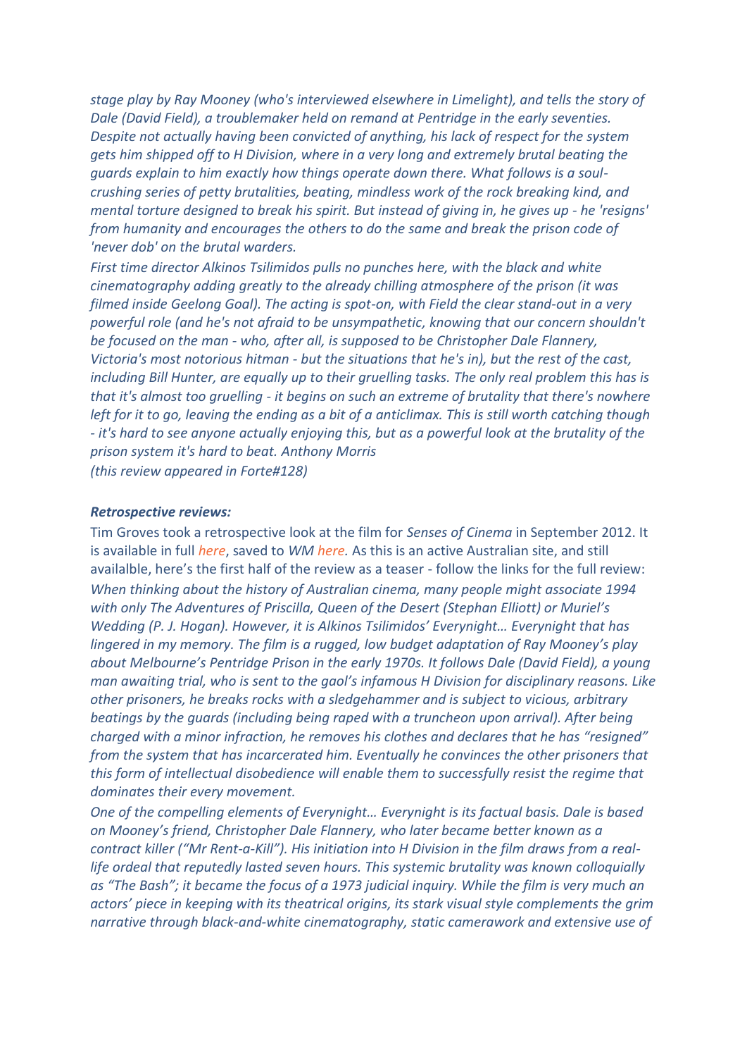*stage play by Ray Mooney (who's interviewed elsewhere in Limelight), and tells the story of Dale (David Field), a troublemaker held on remand at Pentridge in the early seventies. Despite not actually having been convicted of anything, his lack of respect for the system gets him shipped off to H Division, where in a very long and extremely brutal beating the guards explain to him exactly how things operate down there. What follows is a soul-crushing series of petty brutalities, beating, mindless work of the rock breaking kind, and mental torture designed to break his spirit. But instead of giving in, he gives up - he 'resigns' from humanity and encourages the others to do the same and break the prison code of 'never dob' on the brutal warders.*

*First time director Alkinos Tsilimidos pulls no punches here, with the black and white cinematography adding greatly to the already chilling atmosphere of the prison (it was filmed inside Geelong Goal). The acting is spot-on, with Field the clear stand-out in a very powerful role (and he's not afraid to be unsympathetic, knowing that our concern shouldn't be focused on the man - who, after all, is supposed to be Christopher Dale Flannery, Victoria's most notorious hitman - but the situations that he's in), but the rest of the cast, including Bill Hunter, are equally up to their gruelling tasks. The only real problem this has is that it's almost too gruelling - it begins on such an extreme of brutality that there's nowhere left for it to go, leaving the ending as a bit of a anticlimax. This is still worth catching though - it's hard to see anyone actually enjoying this, but as a powerful look at the brutality of the prison system it's hard to beat. Anthony Morris*
*(this review appeared in Forte#128)*

***Retrospective reviews:***

Tim Groves took a retrospective look at the film for *Senses of Cinema* in September 2012. It is available in full *here*, saved to *WM here.* As this is an active Australian site, and still availalble, here's the first half of the review as a teaser - follow the links for the full review:

*When thinking about the history of Australian cinema, many people might associate 1994 with only The Adventures of Priscilla, Queen of the Desert (Stephan Elliott) or Muriel's Wedding (P. J. Hogan). However, it is Alkinos Tsilimidos' Everynight… Everynight that has lingered in my memory. The film is a rugged, low budget adaptation of Ray Mooney's play about Melbourne's Pentridge Prison in the early 1970s. It follows Dale (David Field), a young man awaiting trial, who is sent to the gaol's infamous H Division for disciplinary reasons. Like other prisoners, he breaks rocks with a sledgehammer and is subject to vicious, arbitrary beatings by the guards (including being raped with a truncheon upon arrival). After being charged with a minor infraction, he removes his clothes and declares that he has "resigned" from the system that has incarcerated him. Eventually he convinces the other prisoners that this form of intellectual disobedience will enable them to successfully resist the regime that dominates their every movement.*

*One of the compelling elements of Everynight… Everynight is its factual basis. Dale is based on Mooney's friend, Christopher Dale Flannery, who later became better known as a contract killer ("Mr Rent-a-Kill"). His initiation into H Division in the film draws from a real-life ordeal that reputedly lasted seven hours. This systemic brutality was known colloquially as "The Bash"; it became the focus of a 1973 judicial inquiry. While the film is very much an actors' piece in keeping with its theatrical origins, its stark visual style complements the grim narrative through black-and-white cinematography, static camerawork and extensive use of*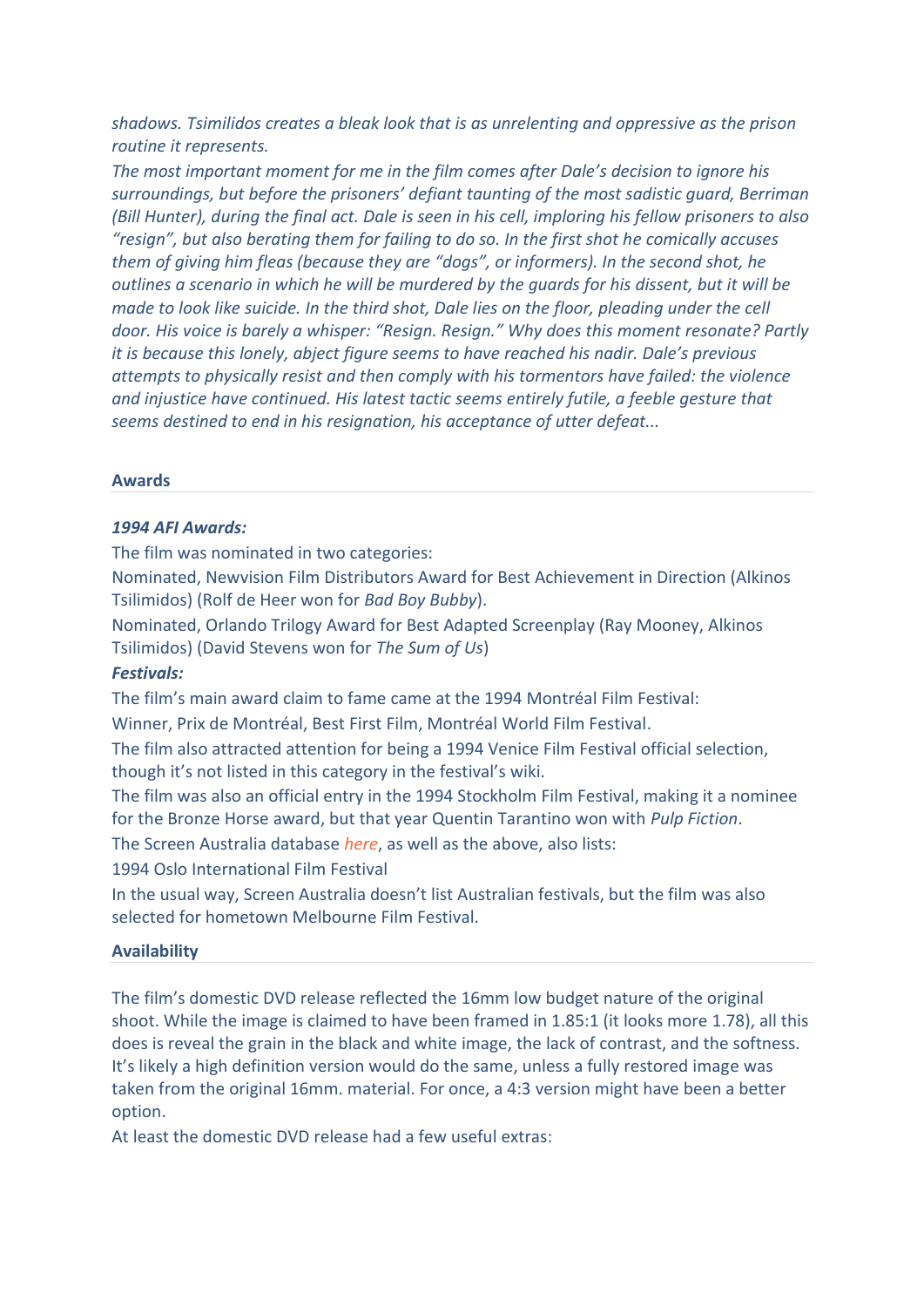*shadows. Tsimilidos creates a bleak look that is as unrelenting and oppressive as the prison routine it represents.*

*The most important moment for me in the film comes after Dale's decision to ignore his surroundings, but before the prisoners' defiant taunting of the most sadistic guard, Berriman (Bill Hunter), during the final act. Dale is seen in his cell, imploring his fellow prisoners to also "resign", but also berating them for failing to do so. In the first shot he comically accuses them of giving him fleas (because they are "dogs", or informers). In the second shot, he outlines a scenario in which he will be murdered by the guards for his dissent, but it will be made to look like suicide. In the third shot, Dale lies on the floor, pleading under the cell door. His voice is barely a whisper: "Resign. Resign." Why does this moment resonate? Partly it is because this lonely, abject figure seems to have reached his nadir. Dale's previous attempts to physically resist and then comply with his tormentors have failed: the violence and injustice have continued. His latest tactic seems entirely futile, a feeble gesture that seems destined to end in his resignation, his acceptance of utter defeat...*

## Awards

***1994 AFI Awards:***

The film was nominated in two categories:

Nominated, Newvision Film Distributors Award for Best Achievement in Direction (Alkinos Tsilimidos) (Rolf de Heer won for *Bad Boy Bubby*).

Nominated, Orlando Trilogy Award for Best Adapted Screenplay (Ray Mooney, Alkinos Tsilimidos) (David Stevens won for *The Sum of Us*)

***Festivals:***

The film's main award claim to fame came at the 1994 Montréal Film Festival:

Winner, Prix de Montréal, Best First Film, Montréal World Film Festival.

The film also attracted attention for being a 1994 Venice Film Festival official selection, though it's not listed in this category in the festival's wiki.

The film was also an official entry in the 1994 Stockholm Film Festival, making it a nominee for the Bronze Horse award, but that year Quentin Tarantino won with *Pulp Fiction*.

The Screen Australia database *here*, as well as the above, also lists:

1994 Oslo International Film Festival

In the usual way, Screen Australia doesn't list Australian festivals, but the film was also selected for hometown Melbourne Film Festival.

## Availability

The film's domestic DVD release reflected the 16mm low budget nature of the original shoot. While the image is claimed to have been framed in 1.85:1 (it looks more 1.78), all this does is reveal the grain in the black and white image, the lack of contrast, and the softness. It's likely a high definition version would do the same, unless a fully restored image was taken from the original 16mm. material. For once, a 4:3 version might have been a better option.

At least the domestic DVD release had a few useful extras: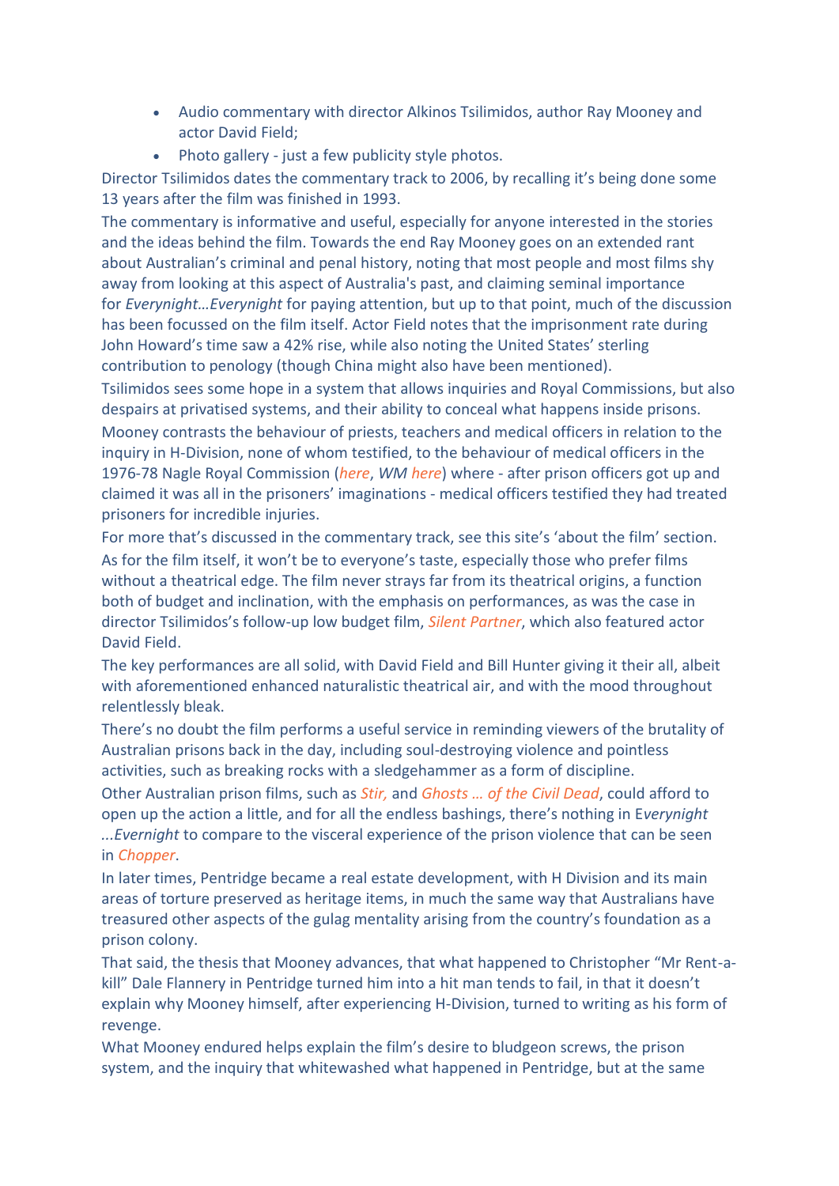- Audio commentary with director Alkinos Tsilimidos, author Ray Mooney and actor David Field;
- Photo gallery - just a few publicity style photos.

Director Tsilimidos dates the commentary track to 2006, by recalling it's being done some 13 years after the film was finished in 1993.

The commentary is informative and useful, especially for anyone interested in the stories and the ideas behind the film. Towards the end Ray Mooney goes on an extended rant about Australian's criminal and penal history, noting that most people and most films shy away from looking at this aspect of Australia's past, and claiming seminal importance for *Everynight…Everynight* for paying attention, but up to that point, much of the discussion has been focussed on the film itself. Actor Field notes that the imprisonment rate during John Howard's time saw a 42% rise, while also noting the United States' sterling contribution to penology (though China might also have been mentioned).

Tsilimidos sees some hope in a system that allows inquiries and Royal Commissions, but also despairs at privatised systems, and their ability to conceal what happens inside prisons.

Mooney contrasts the behaviour of priests, teachers and medical officers in relation to the inquiry in H-Division, none of whom testified, to the behaviour of medical officers in the 1976-78 Nagle Royal Commission (*here*, *WM here*) where - after prison officers got up and claimed it was all in the prisoners' imaginations - medical officers testified they had treated prisoners for incredible injuries.

For more that's discussed in the commentary track, see this site's 'about the film' section.

As for the film itself, it won't be to everyone's taste, especially those who prefer films without a theatrical edge. The film never strays far from its theatrical origins, a function both of budget and inclination, with the emphasis on performances, as was the case in director Tsilimidos's follow-up low budget film, *Silent Partner*, which also featured actor David Field.

The key performances are all solid, with David Field and Bill Hunter giving it their all, albeit with aforementioned enhanced naturalistic theatrical air, and with the mood throughout relentlessly bleak.

There's no doubt the film performs a useful service in reminding viewers of the brutality of Australian prisons back in the day, including soul-destroying violence and pointless activities, such as breaking rocks with a sledgehammer as a form of discipline.

Other Australian prison films, such as *Stir,* and *Ghosts … of the Civil Dead*, could afford to open up the action a little, and for all the endless bashings, there's nothing in E*verynight ...Evernight* to compare to the visceral experience of the prison violence that can be seen in *Chopper*.

In later times, Pentridge became a real estate development, with H Division and its main areas of torture preserved as heritage items, in much the same way that Australians have treasured other aspects of the gulag mentality arising from the country's foundation as a prison colony.

That said, the thesis that Mooney advances, that what happened to Christopher "Mr Rent-a-kill" Dale Flannery in Pentridge turned him into a hit man tends to fail, in that it doesn't explain why Mooney himself, after experiencing H-Division, turned to writing as his form of revenge.

What Mooney endured helps explain the film's desire to bludgeon screws, the prison system, and the inquiry that whitewashed what happened in Pentridge, but at the same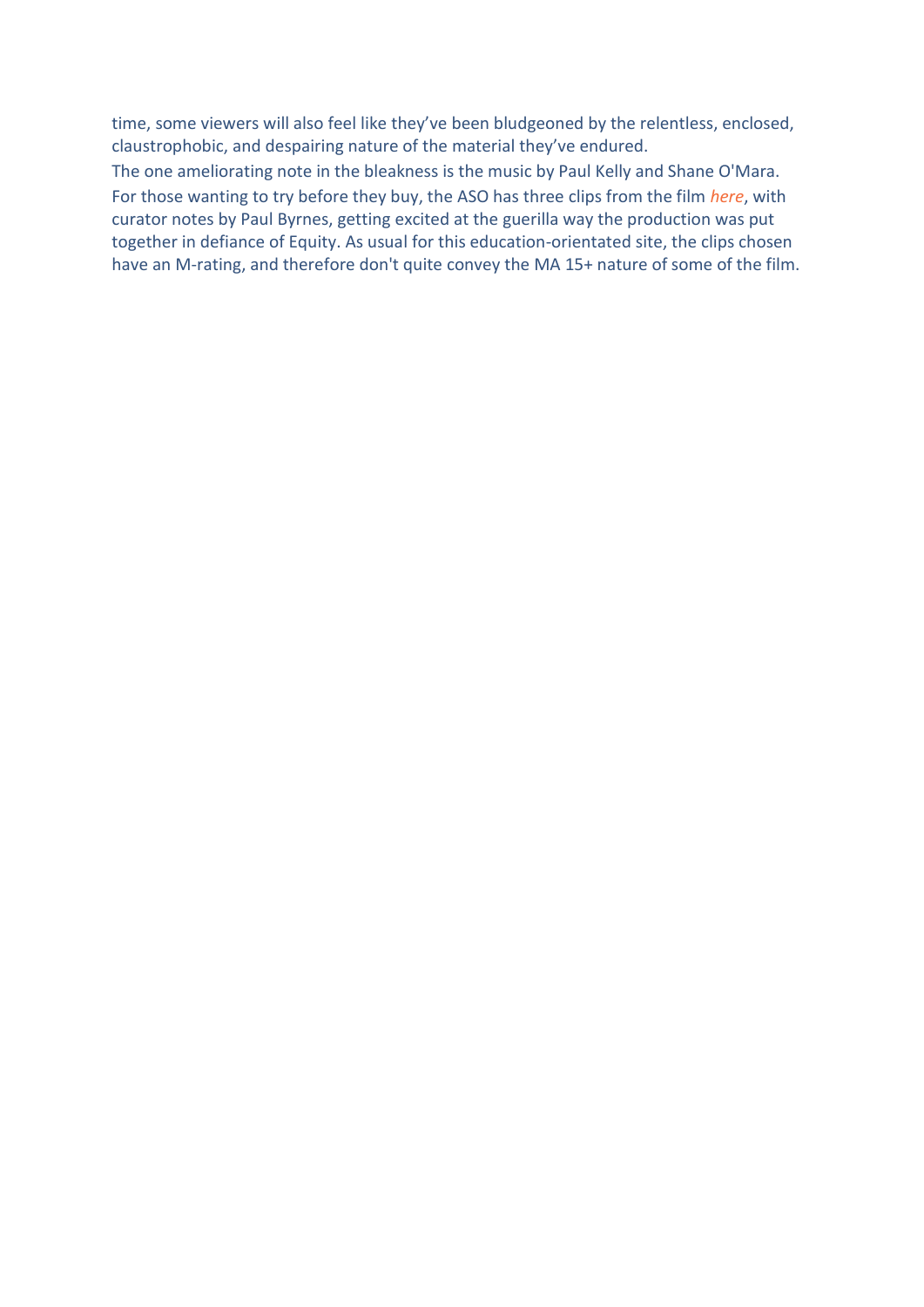time, some viewers will also feel like they've been bludgeoned by the relentless, enclosed, claustrophobic, and despairing nature of the material they've endured.

The one ameliorating note in the bleakness is the music by Paul Kelly and Shane O'Mara.

For those wanting to try before they buy, the ASO has three clips from the film *here*, with curator notes by Paul Byrnes, getting excited at the guerilla way the production was put together in defiance of Equity. As usual for this education-orientated site, the clips chosen have an M-rating, and therefore don't quite convey the MA 15+ nature of some of the film.